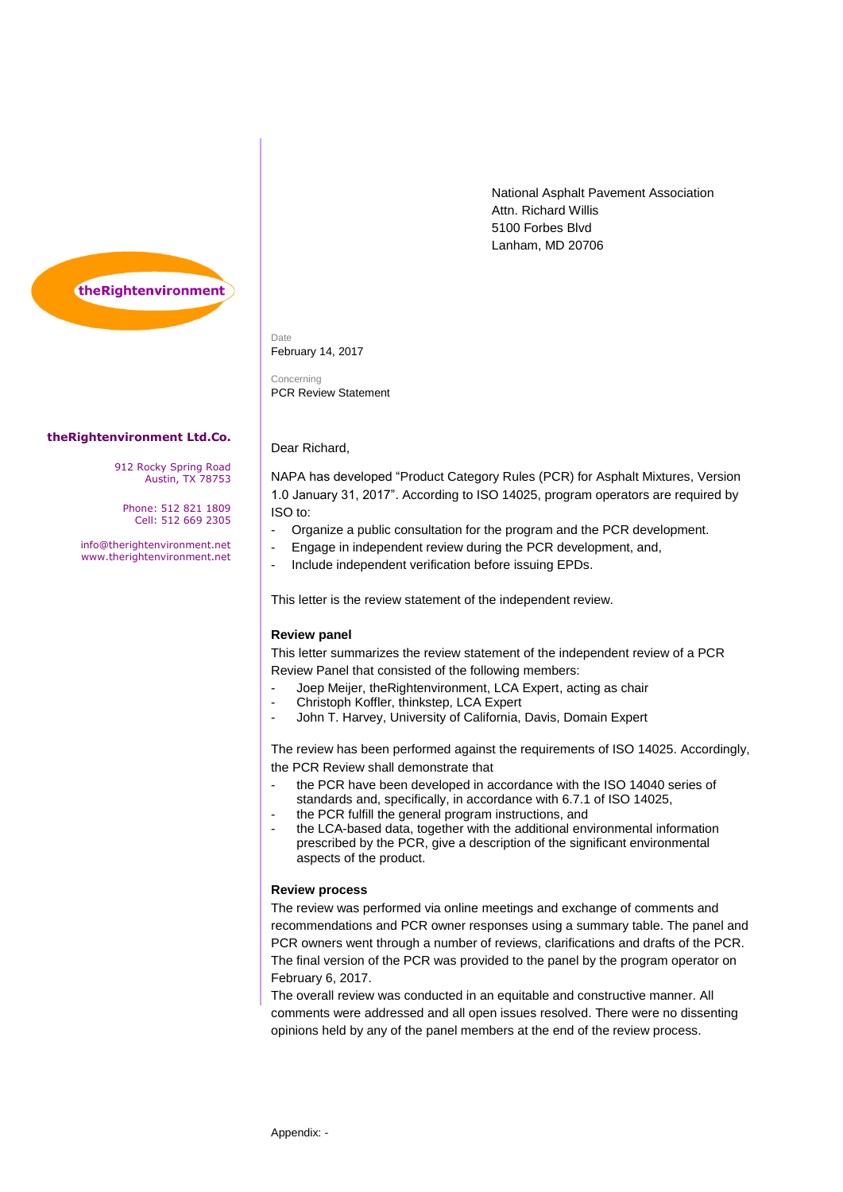theRightenvironment

**theRightenvironment Ltd.Co.**

912 Rocky Spring Road
Austin, TX 78753

Phone: 512 821 1809
Cell: 512 669 2305

info@therightenvironment.net
www.therightenvironment.net

National Asphalt Pavement Association
Attn. Richard Willis
5100 Forbes Blvd
Lanham, MD 20706

Date
February 14, 2017

Concerning
PCR Review Statement

Dear Richard,

NAPA has developed "Product Category Rules (PCR) for Asphalt Mixtures, Version 1.0 January 31, 2017". According to ISO 14025, program operators are required by ISO to:

- Organize a public consultation for the program and the PCR development.
- Engage in independent review during the PCR development, and,
- Include independent verification before issuing EPDs.

This letter is the review statement of the independent review.

**Review panel**

This letter summarizes the review statement of the independent review of a PCR Review Panel that consisted of the following members:

- Joep Meijer, theRightenvironment, LCA Expert, acting as chair
- Christoph Koffler, thinkstep, LCA Expert
- John T. Harvey, University of California, Davis, Domain Expert

The review has been performed against the requirements of ISO 14025. Accordingly, the PCR Review shall demonstrate that

- the PCR have been developed in accordance with the ISO 14040 series of standards and, specifically, in accordance with 6.7.1 of ISO 14025,
- the PCR fulfill the general program instructions, and
- the LCA-based data, together with the additional environmental information prescribed by the PCR, give a description of the significant environmental aspects of the product.

**Review process**

The review was performed via online meetings and exchange of comments and recommendations and PCR owner responses using a summary table. The panel and PCR owners went through a number of reviews, clarifications and drafts of the PCR. The final version of the PCR was provided to the panel by the program operator on February 6, 2017.

The overall review was conducted in an equitable and constructive manner. All comments were addressed and all open issues resolved. There were no dissenting opinions held by any of the panel members at the end of the review process.

Appendix: -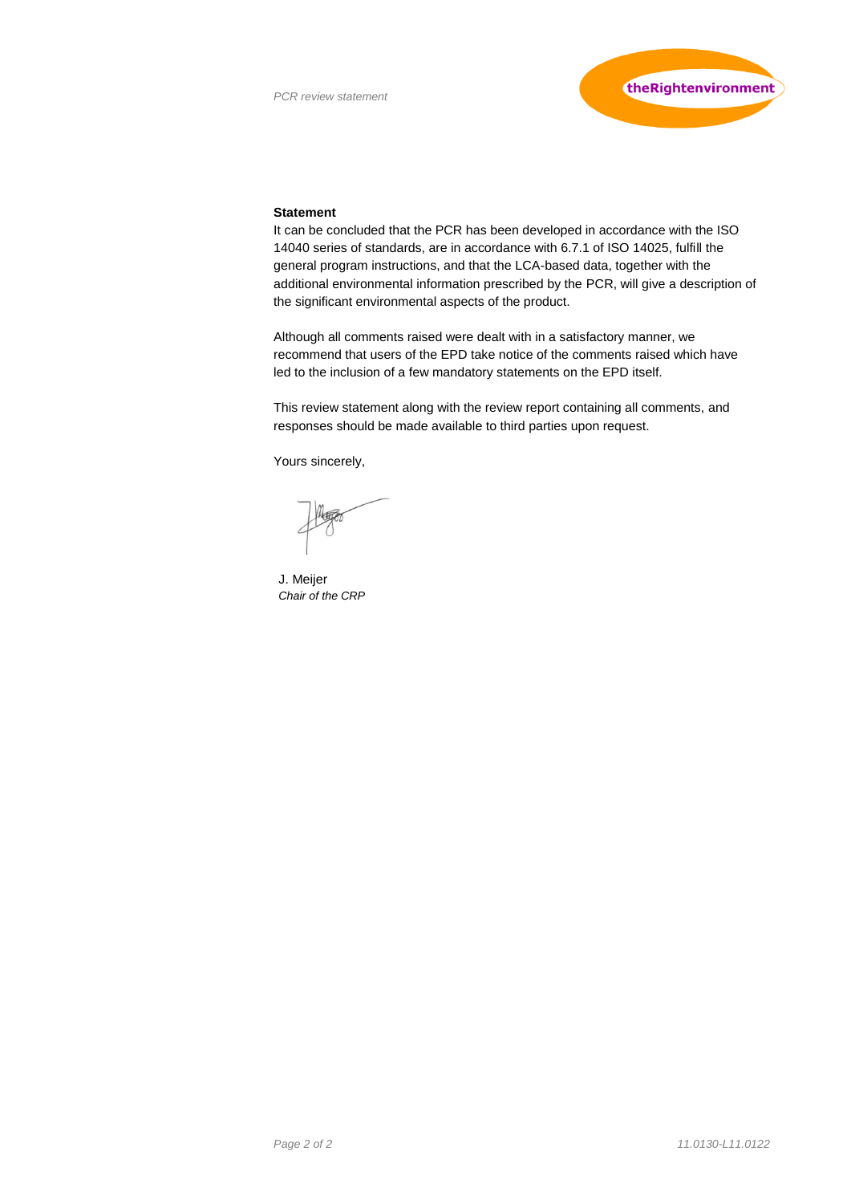**Statement**

It can be concluded that the PCR has been developed in accordance with the ISO 14040 series of standards, are in accordance with 6.7.1 of ISO 14025, fulfill the general program instructions, and that the LCA-based data, together with the additional environmental information prescribed by the PCR, will give a description of the significant environmental aspects of the product.

Although all comments raised were dealt with in a satisfactory manner, we recommend that users of the EPD take notice of the comments raised which have led to the inclusion of a few mandatory statements on the EPD itself.

This review statement along with the review report containing all comments, and responses should be made available to third parties upon request.

Yours sincerely,

J. Meijer
*Chair of the CRP*